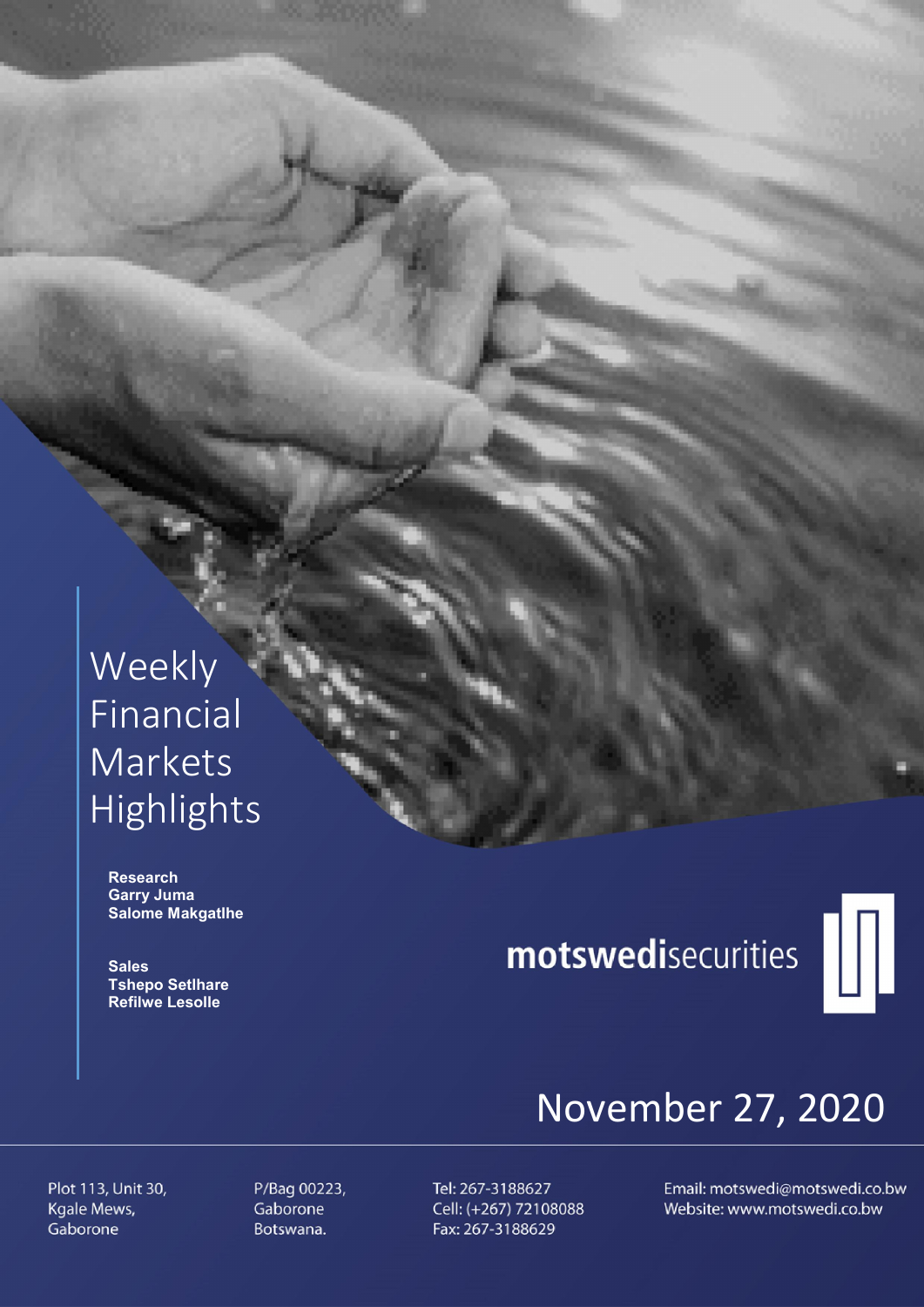# Weekly Financial Markets Highlights

**Research**
**Garry Juma**
**Salome Makgatlhe**

**Sales**
**Tshepo Setlhare**
**Refilwe Lesolle**

**motswedi**securities

## November 27, 2020

Plot 113, Unit 30,
Kgale Mews,
Gaborone

P/Bag 00223,
Gaborone
Botswana.

Tel: 267-3188627
Cell: (+267) 72108088
Fax: 267-3188629

Email: motswedi@motswedi.co.bw
Website: www.motswedi.co.bw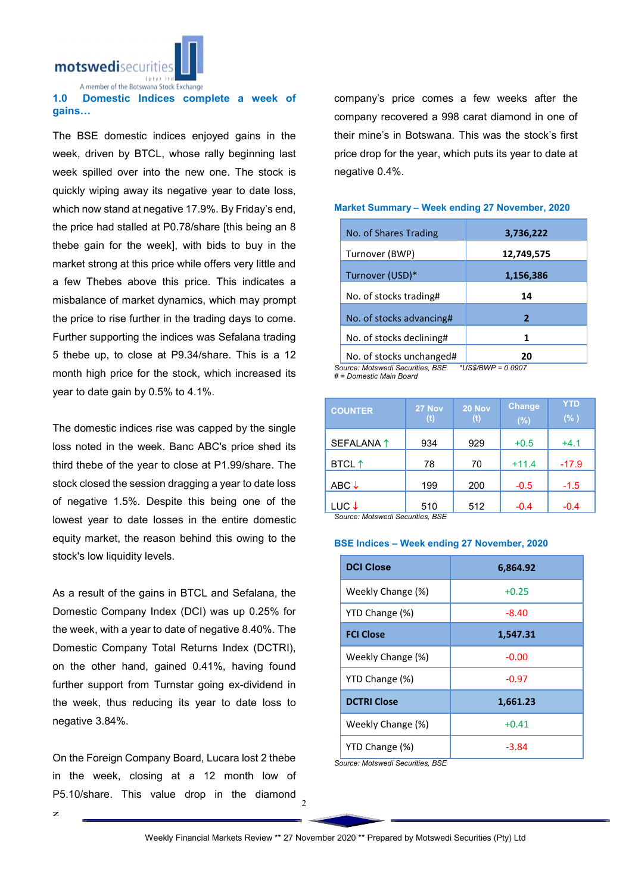## 1.0 Domestic Indices complete a week of gains…

The BSE domestic indices enjoyed gains in the week, driven by BTCL, whose rally beginning last week spilled over into the new one. The stock is quickly wiping away its negative year to date loss, which now stand at negative 17.9%. By Friday's end, the price had stalled at P0.78/share [this being an 8 thebe gain for the week], with bids to buy in the market strong at this price while offers very little and a few Thebes above this price. This indicates a misbalance of market dynamics, which may prompt the price to rise further in the trading days to come. Further supporting the indices was Sefalana trading 5 thebe up, to close at P9.34/share. This is a 12 month high price for the stock, which increased its year to date gain by 0.5% to 4.1%.

The domestic indices rise was capped by the single loss noted in the week. Banc ABC's price shed its third thebe of the year to close at P1.99/share. The stock closed the session dragging a year to date loss of negative 1.5%. Despite this being one of the lowest year to date losses in the entire domestic equity market, the reason behind this owing to the stock's low liquidity levels.

As a result of the gains in BTCL and Sefalana, the Domestic Company Index (DCI) was up 0.25% for the week, with a year to date of negative 8.40%. The Domestic Company Total Returns Index (DCTRI), on the other hand, gained 0.41%, having found further support from Turnstar going ex-dividend in the week, thus reducing its year to date loss to negative 3.84%.

On the Foreign Company Board, Lucara lost 2 thebe in the week, closing at a 12 month low of P5.10/share. This value drop in the diamond company's price comes a few weeks after the company recovered a 998 carat diamond in one of their mine's in Botswana. This was the stock's first price drop for the year, which puts its year to date at negative 0.4%.

**Market Summary – Week ending 27 November, 2020**

| No. of Shares Trading | 3,736,222 |
|---|---|
| Turnover (BWP) | 12,749,575 |
| Turnover (USD)* | 1,156,386 |
| No. of stocks trading# | 14 |
| No. of stocks advancing# | 2 |
| No. of stocks declining# | 1 |
| No. of stocks unchanged# | 20 |

*Source: Motswedi Securities, BSE*  *\*US$/BWP = 0.0907*
*# = Domestic Main Board*

| COUNTER | 27 Nov (t) | 20 Nov (t) | Change (%) | YTD (%) |
|---|---|---|---|---|
| SEFALANA ↑ | 934 | 929 | +0.5 | +4.1 |
| BTCL ↑ | 78 | 70 | +11.4 | -17.9 |
| ABC ↓ | 199 | 200 | -0.5 | -1.5 |
| LUC ↓ | 510 | 512 | -0.4 | -0.4 |

*Source: Motswedi Securities, BSE*

**BSE Indices – Week ending 27 November, 2020**

| DCI Close | 6,864.92 |
|---|---|
| Weekly Change (%) | +0.25 |
| YTD Change (%) | -8.40 |
| **FCI Close** | **1,547.31** |
| Weekly Change (%) | -0.00 |
| YTD Change (%) | -0.97 |
| **DCTRI Close** | **1,661.23** |
| Weekly Change (%) | +0.41 |
| YTD Change (%) | -3.84 |

*Source: Motswedi Securities, BSE*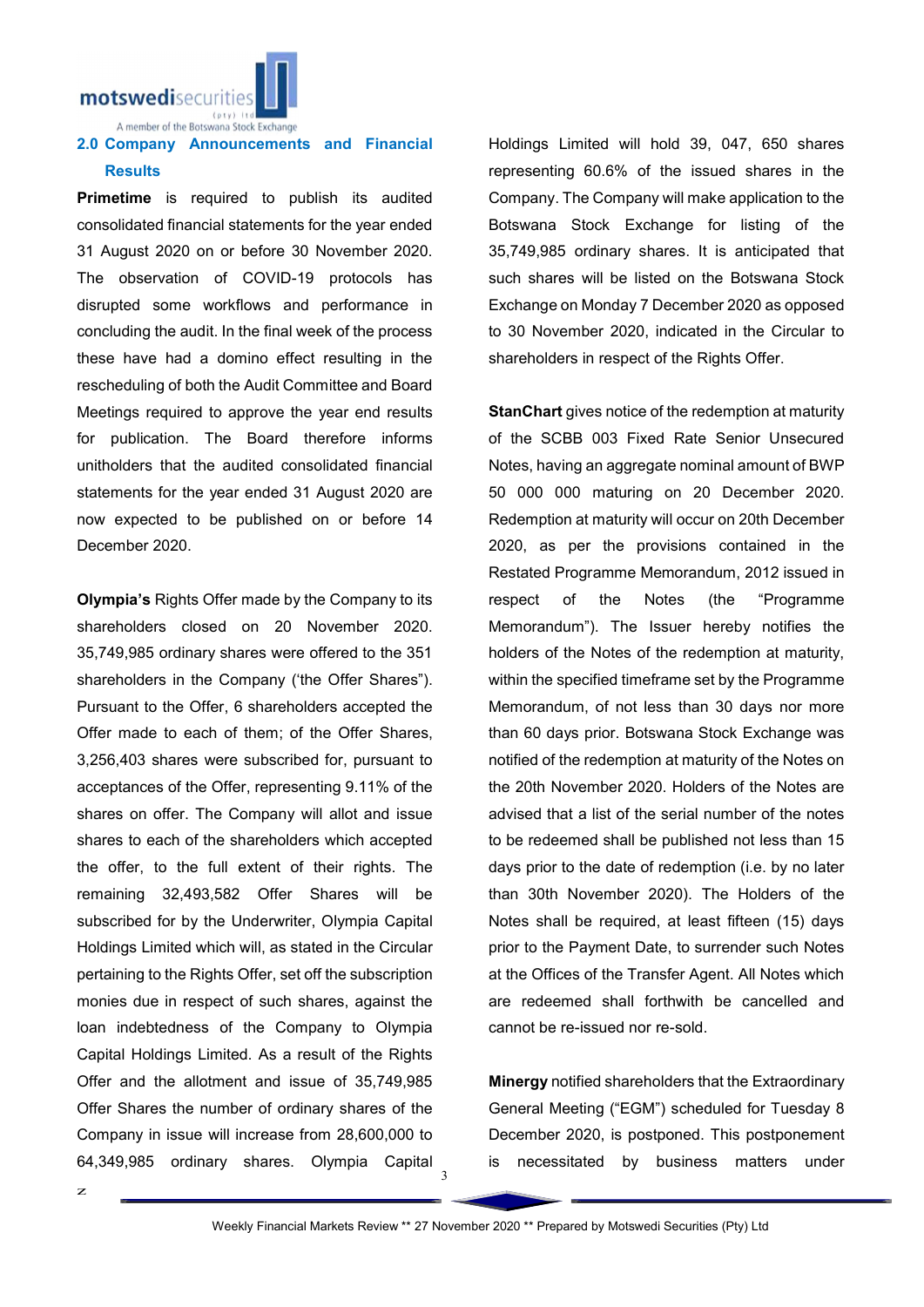## 2.0 Company Announcements and Financial Results

**Primetime** is required to publish its audited consolidated financial statements for the year ended 31 August 2020 on or before 30 November 2020. The observation of COVID-19 protocols has disrupted some workflows and performance in concluding the audit. In the final week of the process these have had a domino effect resulting in the rescheduling of both the Audit Committee and Board Meetings required to approve the year end results for publication. The Board therefore informs unitholders that the audited consolidated financial statements for the year ended 31 August 2020 are now expected to be published on or before 14 December 2020.

**Olympia's** Rights Offer made by the Company to its shareholders closed on 20 November 2020. 35,749,985 ordinary shares were offered to the 351 shareholders in the Company ('the Offer Shares"). Pursuant to the Offer, 6 shareholders accepted the Offer made to each of them; of the Offer Shares, 3,256,403 shares were subscribed for, pursuant to acceptances of the Offer, representing 9.11% of the shares on offer. The Company will allot and issue shares to each of the shareholders which accepted the offer, to the full extent of their rights. The remaining 32,493,582 Offer Shares will be subscribed for by the Underwriter, Olympia Capital Holdings Limited which will, as stated in the Circular pertaining to the Rights Offer, set off the subscription monies due in respect of such shares, against the loan indebtedness of the Company to Olympia Capital Holdings Limited. As a result of the Rights Offer and the allotment and issue of 35,749,985 Offer Shares the number of ordinary shares of the Company in issue will increase from 28,600,000 to 64,349,985 ordinary shares. Olympia Capital Holdings Limited will hold 39, 047, 650 shares representing 60.6% of the issued shares in the Company. The Company will make application to the Botswana Stock Exchange for listing of the 35,749,985 ordinary shares. It is anticipated that such shares will be listed on the Botswana Stock Exchange on Monday 7 December 2020 as opposed to 30 November 2020, indicated in the Circular to shareholders in respect of the Rights Offer.

**StanChart** gives notice of the redemption at maturity of the SCBB 003 Fixed Rate Senior Unsecured Notes, having an aggregate nominal amount of BWP 50 000 000 maturing on 20 December 2020. Redemption at maturity will occur on 20th December 2020, as per the provisions contained in the Restated Programme Memorandum, 2012 issued in respect of the Notes (the "Programme Memorandum"). The Issuer hereby notifies the holders of the Notes of the redemption at maturity, within the specified timeframe set by the Programme Memorandum, of not less than 30 days nor more than 60 days prior. Botswana Stock Exchange was notified of the redemption at maturity of the Notes on the 20th November 2020. Holders of the Notes are advised that a list of the serial number of the notes to be redeemed shall be published not less than 15 days prior to the date of redemption (i.e. by no later than 30th November 2020). The Holders of the Notes shall be required, at least fifteen (15) days prior to the Payment Date, to surrender such Notes at the Offices of the Transfer Agent. All Notes which are redeemed shall forthwith be cancelled and cannot be re-issued nor re-sold.

**Minergy** notified shareholders that the Extraordinary General Meeting ("EGM") scheduled for Tuesday 8 December 2020, is postponed. This postponement is necessitated by business matters under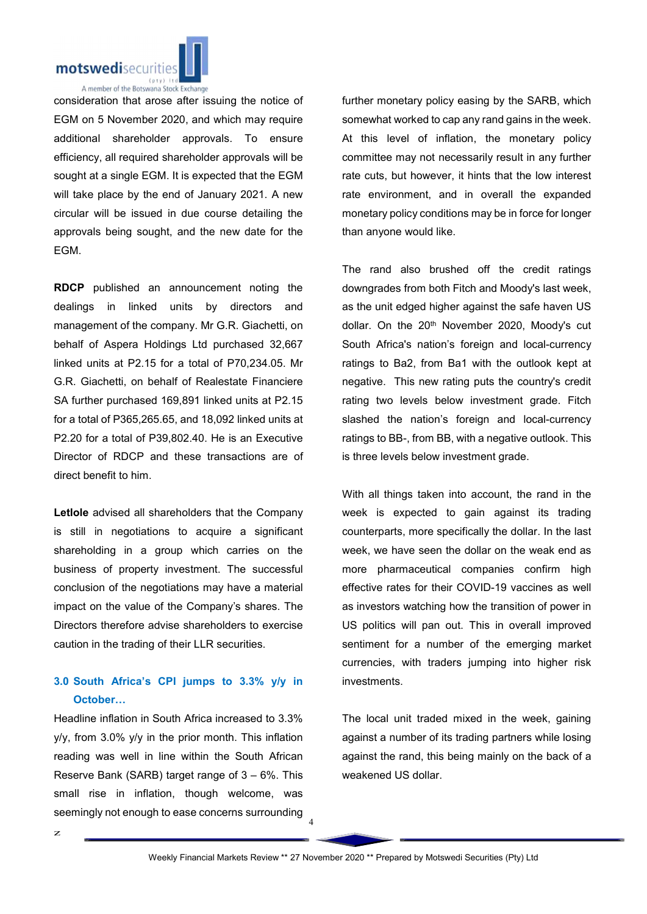consideration that arose after issuing the notice of EGM on 5 November 2020, and which may require additional shareholder approvals. To ensure efficiency, all required shareholder approvals will be sought at a single EGM. It is expected that the EGM will take place by the end of January 2021. A new circular will be issued in due course detailing the approvals being sought, and the new date for the EGM.

**RDCP** published an announcement noting the dealings in linked units by directors and management of the company. Mr G.R. Giachetti, on behalf of Aspera Holdings Ltd purchased 32,667 linked units at P2.15 for a total of P70,234.05. Mr G.R. Giachetti, on behalf of Realestate Financiere SA further purchased 169,891 linked units at P2.15 for a total of P365,265.65, and 18,092 linked units at P2.20 for a total of P39,802.40. He is an Executive Director of RDCP and these transactions are of direct benefit to him.

**Letlole** advised all shareholders that the Company is still in negotiations to acquire a significant shareholding in a group which carries on the business of property investment. The successful conclusion of the negotiations may have a material impact on the value of the Company's shares. The Directors therefore advise shareholders to exercise caution in the trading of their LLR securities.

### 3.0 South Africa's CPI jumps to 3.3% y/y in October…

Headline inflation in South Africa increased to 3.3% y/y, from 3.0% y/y in the prior month. This inflation reading was well in line within the South African Reserve Bank (SARB) target range of 3 – 6%. This small rise in inflation, though welcome, was seemingly not enough to ease concerns surrounding further monetary policy easing by the SARB, which somewhat worked to cap any rand gains in the week. At this level of inflation, the monetary policy committee may not necessarily result in any further rate cuts, but however, it hints that the low interest rate environment, and in overall the expanded monetary policy conditions may be in force for longer than anyone would like.

The rand also brushed off the credit ratings downgrades from both Fitch and Moody's last week, as the unit edged higher against the safe haven US dollar. On the 20th November 2020, Moody's cut South Africa's nation's foreign and local-currency ratings to Ba2, from Ba1 with the outlook kept at negative. This new rating puts the country's credit rating two levels below investment grade. Fitch slashed the nation's foreign and local-currency ratings to BB-, from BB, with a negative outlook. This is three levels below investment grade.

With all things taken into account, the rand in the week is expected to gain against its trading counterparts, more specifically the dollar. In the last week, we have seen the dollar on the weak end as more pharmaceutical companies confirm high effective rates for their COVID-19 vaccines as well as investors watching how the transition of power in US politics will pan out. This in overall improved sentiment for a number of the emerging market currencies, with traders jumping into higher risk investments.

The local unit traded mixed in the week, gaining against a number of its trading partners while losing against the rand, this being mainly on the back of a weakened US dollar.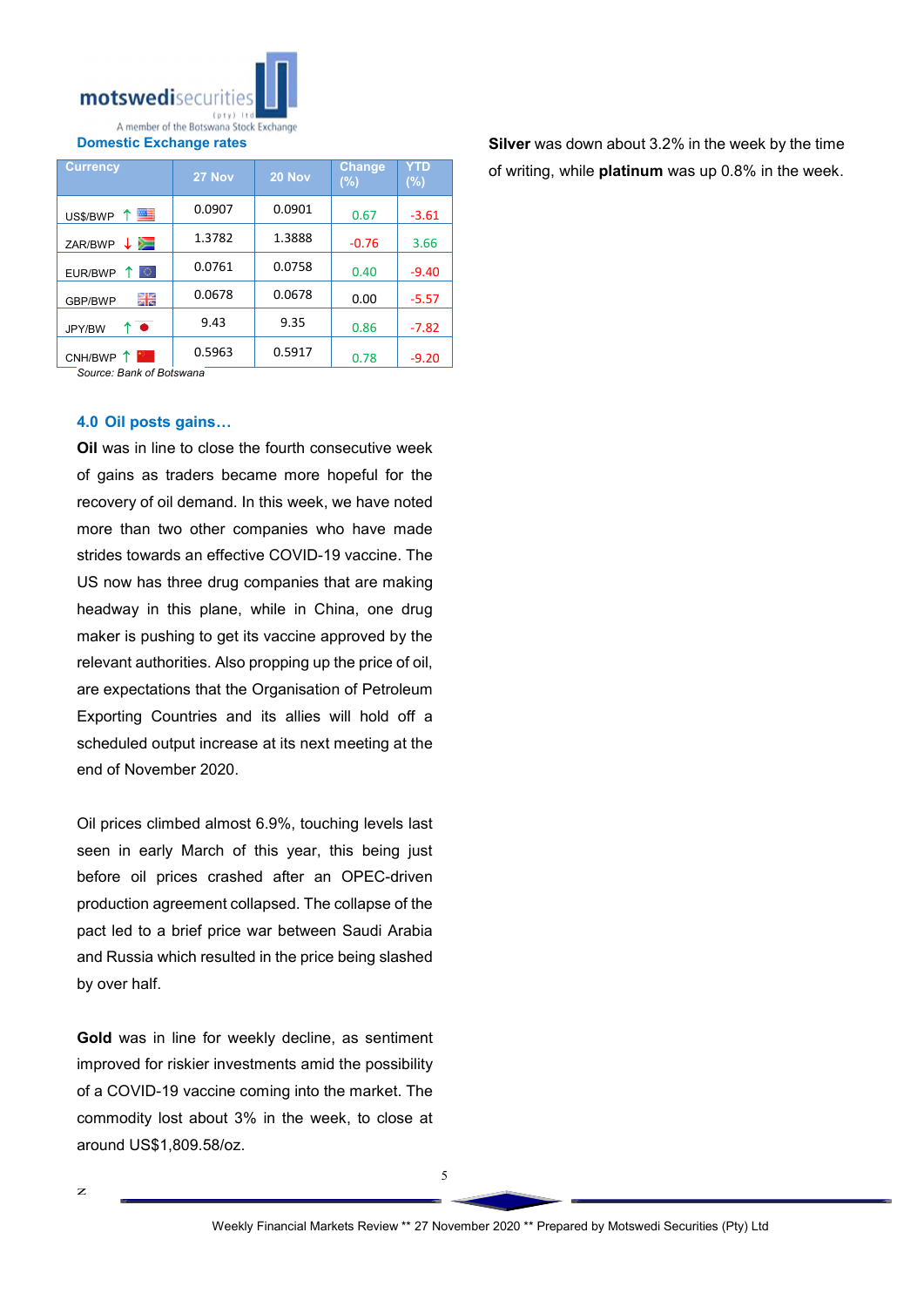### Domestic Exchange rates

| Currency | 27 Nov | 20 Nov | Change (%) | YTD (%) |
|---|---|---|---|---|
| US$/BWP ↑ | 0.0907 | 0.0901 | 0.67 | -3.61 |
| ZAR/BWP ↓ | 1.3782 | 1.3888 | -0.76 | 3.66 |
| EUR/BWP ↑ | 0.0761 | 0.0758 | 0.40 | -9.40 |
| GBP/BWP | 0.0678 | 0.0678 | 0.00 | -5.57 |
| JPY/BW ↑ | 9.43 | 9.35 | 0.86 | -7.82 |
| CNH/BWP ↑ | 0.5963 | 0.5917 | 0.78 | -9.20 |

*Source: Bank of Botswana*

### 4.0 Oil posts gains…

**Oil** was in line to close the fourth consecutive week of gains as traders became more hopeful for the recovery of oil demand. In this week, we have noted more than two other companies who have made strides towards an effective COVID-19 vaccine. The US now has three drug companies that are making headway in this plane, while in China, one drug maker is pushing to get its vaccine approved by the relevant authorities. Also propping up the price of oil, are expectations that the Organisation of Petroleum Exporting Countries and its allies will hold off a scheduled output increase at its next meeting at the end of November 2020.

Oil prices climbed almost 6.9%, touching levels last seen in early March of this year, this being just before oil prices crashed after an OPEC-driven production agreement collapsed. The collapse of the pact led to a brief price war between Saudi Arabia and Russia which resulted in the price being slashed by over half.

**Gold** was in line for weekly decline, as sentiment improved for riskier investments amid the possibility of a COVID-19 vaccine coming into the market. The commodity lost about 3% in the week, to close at around US$1,809.58/oz.

**Silver** was down about 3.2% in the week by the time of writing, while **platinum** was up 0.8% in the week.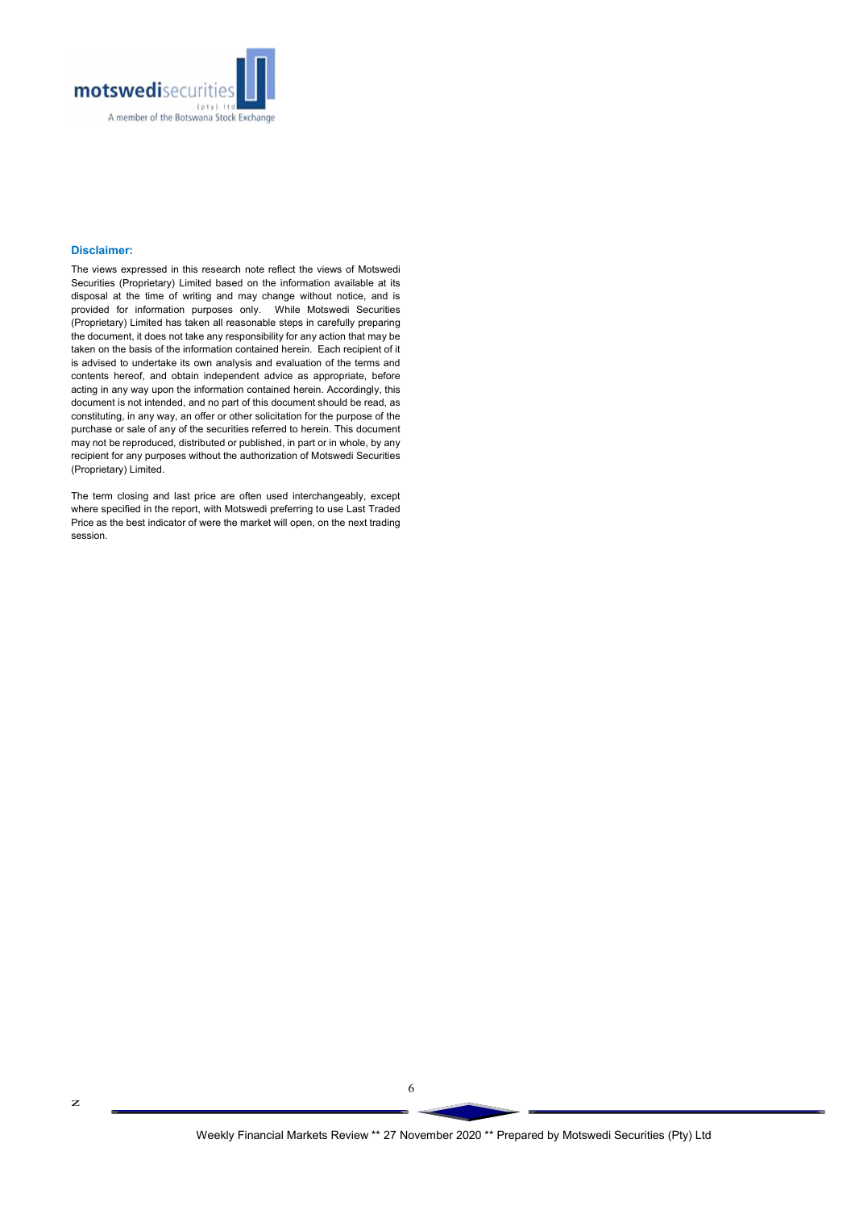**motswedi**securities (pty) ltd

A member of the Botswana Stock Exchange

### Disclaimer:

The views expressed in this research note reflect the views of Motswedi Securities (Proprietary) Limited based on the information available at its disposal at the time of writing and may change without notice, and is provided for information purposes only. While Motswedi Securities (Proprietary) Limited has taken all reasonable steps in carefully preparing the document, it does not take any responsibility for any action that may be taken on the basis of the information contained herein. Each recipient of it is advised to undertake its own analysis and evaluation of the terms and contents hereof, and obtain independent advice as appropriate, before acting in any way upon the information contained herein. Accordingly, this document is not intended, and no part of this document should be read, as constituting, in any way, an offer or other solicitation for the purpose of the purchase or sale of any of the securities referred to herein. This document may not be reproduced, distributed or published, in part or in whole, by any recipient for any purposes without the authorization of Motswedi Securities (Proprietary) Limited.

The term closing and last price are often used interchangeably, except where specified in the report, with Motswedi preferring to use Last Traded Price as the best indicator of were the market will open, on the next trading session.